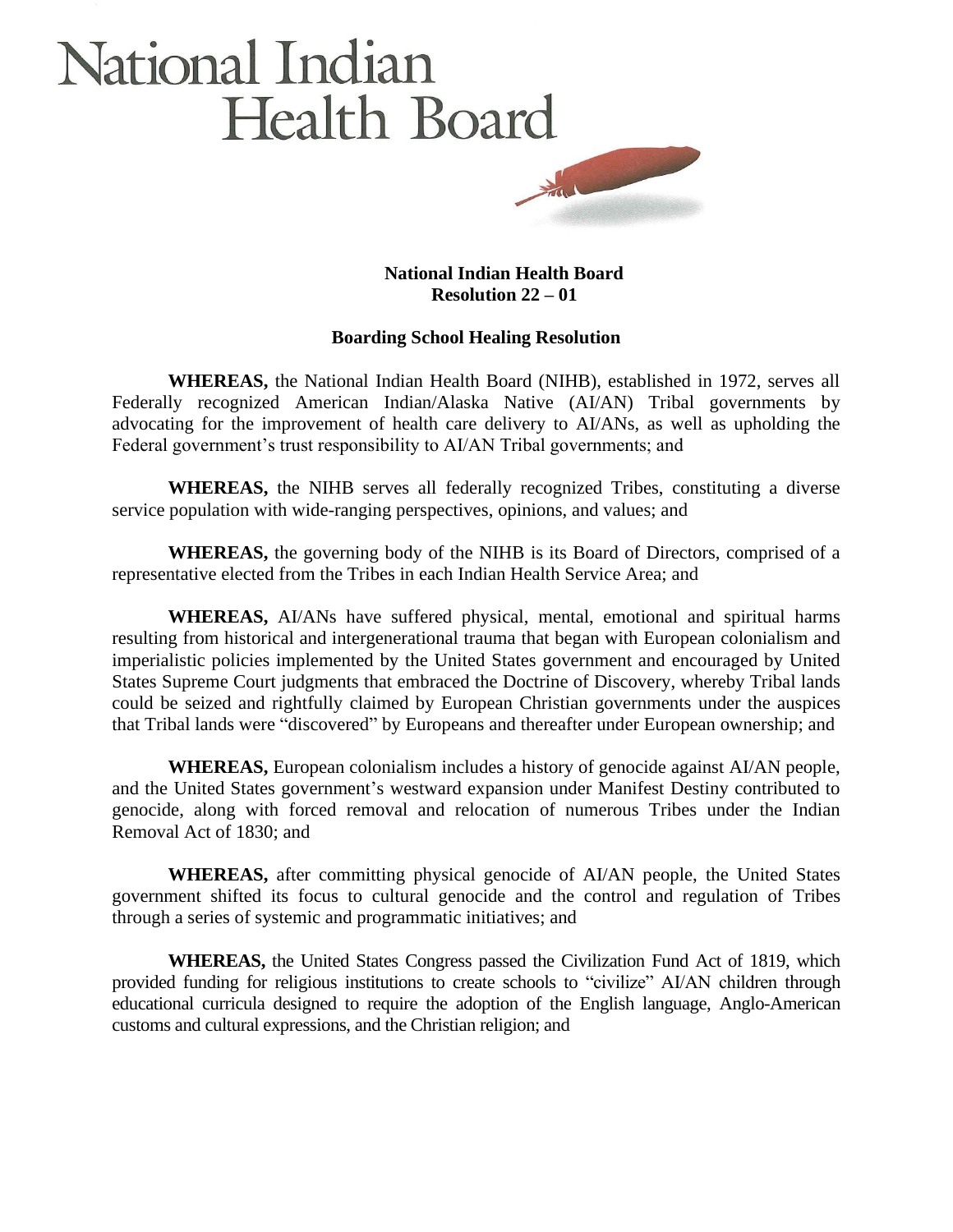# National Indian Health Board

**National Indian Health Board**
**Resolution 22 – 01**

**Boarding School Healing Resolution**

**WHEREAS,** the National Indian Health Board (NIHB), established in 1972, serves all Federally recognized American Indian/Alaska Native (AI/AN) Tribal governments by advocating for the improvement of health care delivery to AI/ANs, as well as upholding the Federal government's trust responsibility to AI/AN Tribal governments; and

**WHEREAS,** the NIHB serves all federally recognized Tribes, constituting a diverse service population with wide-ranging perspectives, opinions, and values; and

**WHEREAS,** the governing body of the NIHB is its Board of Directors, comprised of a representative elected from the Tribes in each Indian Health Service Area; and

**WHEREAS,** AI/ANs have suffered physical, mental, emotional and spiritual harms resulting from historical and intergenerational trauma that began with European colonialism and imperialistic policies implemented by the United States government and encouraged by United States Supreme Court judgments that embraced the Doctrine of Discovery, whereby Tribal lands could be seized and rightfully claimed by European Christian governments under the auspices that Tribal lands were "discovered" by Europeans and thereafter under European ownership; and

**WHEREAS,** European colonialism includes a history of genocide against AI/AN people, and the United States government's westward expansion under Manifest Destiny contributed to genocide, along with forced removal and relocation of numerous Tribes under the Indian Removal Act of 1830; and

**WHEREAS,** after committing physical genocide of AI/AN people, the United States government shifted its focus to cultural genocide and the control and regulation of Tribes through a series of systemic and programmatic initiatives; and

**WHEREAS,** the United States Congress passed the Civilization Fund Act of 1819, which provided funding for religious institutions to create schools to "civilize" AI/AN children through educational curricula designed to require the adoption of the English language, Anglo-American customs and cultural expressions, and the Christian religion; and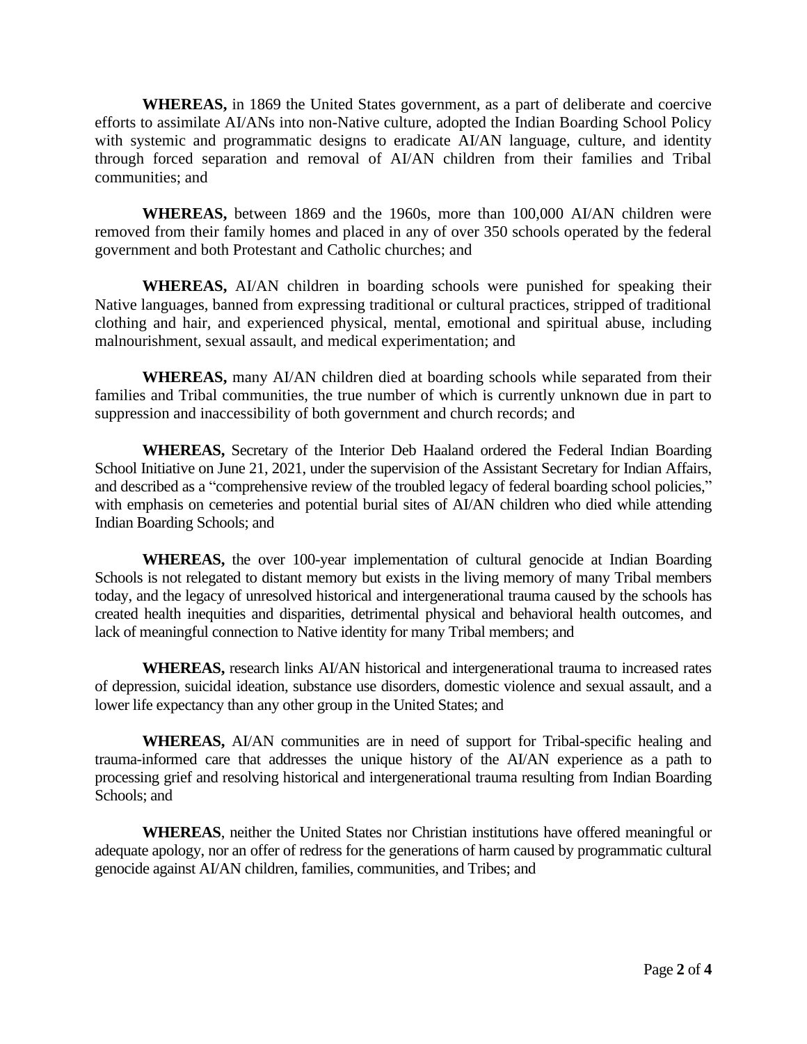**WHEREAS,** in 1869 the United States government, as a part of deliberate and coercive efforts to assimilate AI/ANs into non-Native culture, adopted the Indian Boarding School Policy with systemic and programmatic designs to eradicate AI/AN language, culture, and identity through forced separation and removal of AI/AN children from their families and Tribal communities; and

**WHEREAS,** between 1869 and the 1960s, more than 100,000 AI/AN children were removed from their family homes and placed in any of over 350 schools operated by the federal government and both Protestant and Catholic churches; and

**WHEREAS,** AI/AN children in boarding schools were punished for speaking their Native languages, banned from expressing traditional or cultural practices, stripped of traditional clothing and hair, and experienced physical, mental, emotional and spiritual abuse, including malnourishment, sexual assault, and medical experimentation; and

**WHEREAS,** many AI/AN children died at boarding schools while separated from their families and Tribal communities, the true number of which is currently unknown due in part to suppression and inaccessibility of both government and church records; and

**WHEREAS,** Secretary of the Interior Deb Haaland ordered the Federal Indian Boarding School Initiative on June 21, 2021, under the supervision of the Assistant Secretary for Indian Affairs, and described as a "comprehensive review of the troubled legacy of federal boarding school policies," with emphasis on cemeteries and potential burial sites of AI/AN children who died while attending Indian Boarding Schools; and

**WHEREAS,** the over 100-year implementation of cultural genocide at Indian Boarding Schools is not relegated to distant memory but exists in the living memory of many Tribal members today, and the legacy of unresolved historical and intergenerational trauma caused by the schools has created health inequities and disparities, detrimental physical and behavioral health outcomes, and lack of meaningful connection to Native identity for many Tribal members; and

**WHEREAS,** research links AI/AN historical and intergenerational trauma to increased rates of depression, suicidal ideation, substance use disorders, domestic violence and sexual assault, and a lower life expectancy than any other group in the United States; and

**WHEREAS,** AI/AN communities are in need of support for Tribal-specific healing and trauma-informed care that addresses the unique history of the AI/AN experience as a path to processing grief and resolving historical and intergenerational trauma resulting from Indian Boarding Schools; and

**WHEREAS**, neither the United States nor Christian institutions have offered meaningful or adequate apology, nor an offer of redress for the generations of harm caused by programmatic cultural genocide against AI/AN children, families, communities, and Tribes; and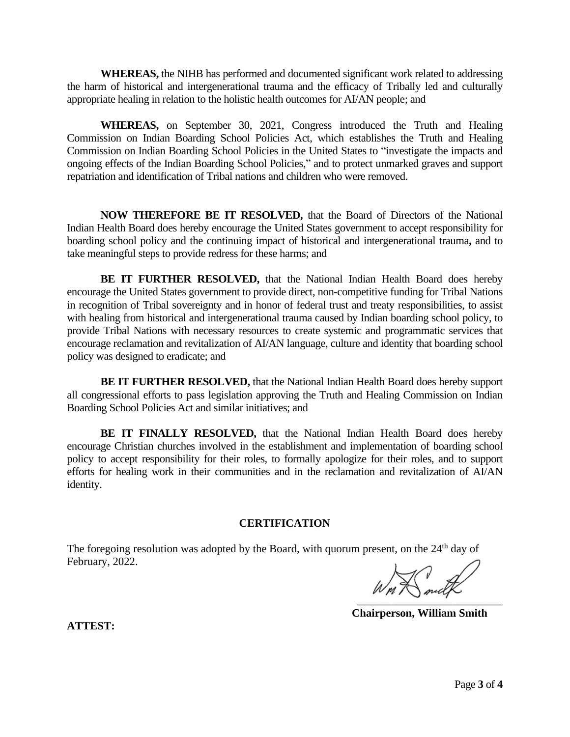**WHEREAS,** the NIHB has performed and documented significant work related to addressing the harm of historical and intergenerational trauma and the efficacy of Tribally led and culturally appropriate healing in relation to the holistic health outcomes for AI/AN people; and

**WHEREAS,** on September 30, 2021, Congress introduced the Truth and Healing Commission on Indian Boarding School Policies Act, which establishes the Truth and Healing Commission on Indian Boarding School Policies in the United States to "investigate the impacts and ongoing effects of the Indian Boarding School Policies," and to protect unmarked graves and support repatriation and identification of Tribal nations and children who were removed.

**NOW THEREFORE BE IT RESOLVED,** that the Board of Directors of the National Indian Health Board does hereby encourage the United States government to accept responsibility for boarding school policy and the continuing impact of historical and intergenerational trauma**,** and to take meaningful steps to provide redress for these harms; and

**BE IT FURTHER RESOLVED,** that the National Indian Health Board does hereby encourage the United States government to provide direct, non-competitive funding for Tribal Nations in recognition of Tribal sovereignty and in honor of federal trust and treaty responsibilities, to assist with healing from historical and intergenerational trauma caused by Indian boarding school policy, to provide Tribal Nations with necessary resources to create systemic and programmatic services that encourage reclamation and revitalization of AI/AN language, culture and identity that boarding school policy was designed to eradicate; and

**BE IT FURTHER RESOLVED,** that the National Indian Health Board does hereby support all congressional efforts to pass legislation approving the Truth and Healing Commission on Indian Boarding School Policies Act and similar initiatives; and

**BE IT FINALLY RESOLVED,** that the National Indian Health Board does hereby encourage Christian churches involved in the establishment and implementation of boarding school policy to accept responsibility for their roles, to formally apologize for their roles, and to support efforts for healing work in their communities and in the reclamation and revitalization of AI/AN identity.

## CERTIFICATION

The foregoing resolution was adopted by the Board, with quorum present, on the 24th day of February, 2022.

______________________________
**Chairperson, William Smith**

**ATTEST:**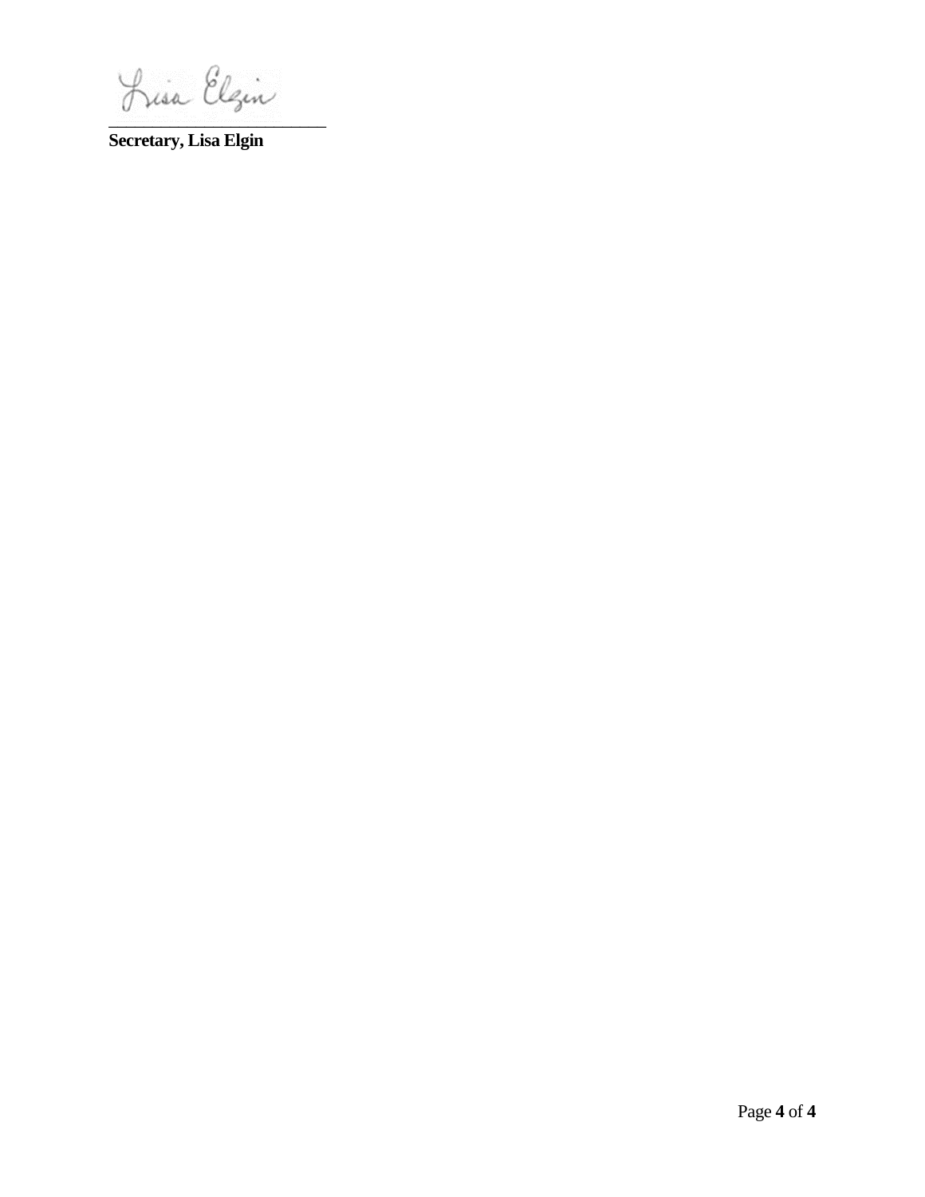Lisa Elgin

\_\_\_\_\_\_\_\_\_\_\_\_\_\_\_\_\_\_\_\_\_\_\_\_\_\_

**Secretary, Lisa Elgin**